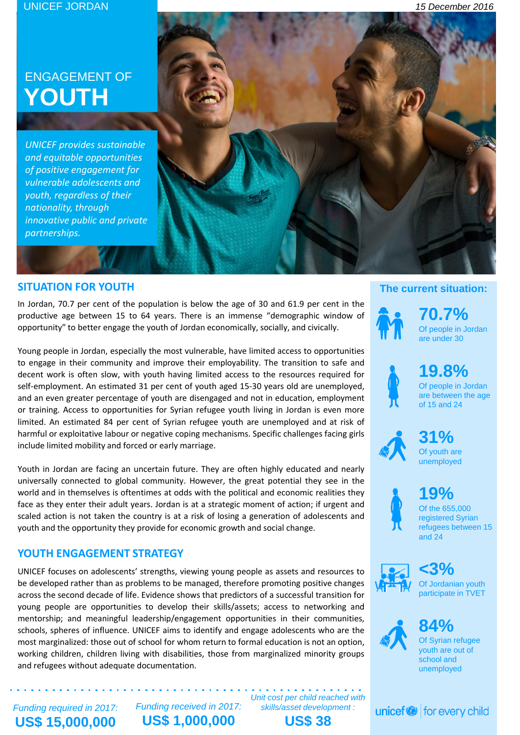UNICEF JORDAN

15 December 2016

# ENGAGEMENT OF YOUTH

*UNICEF provides sustainable and equitable opportunities of positive engagement for vulnerable adolescents and youth, regardless of their nationality, through innovative public and private partnerships.*

## SITUATION FOR YOUTH

In Jordan, 70.7 per cent of the population is below the age of 30 and 61.9 per cent in the productive age between 15 to 64 years. There is an immense "demographic window of opportunity" to better engage the youth of Jordan economically, socially, and civically.

Young people in Jordan, especially the most vulnerable, have limited access to opportunities to engage in their community and improve their employability. The transition to safe and decent work is often slow, with youth having limited access to the resources required for self-employment. An estimated 31 per cent of youth aged 15-30 years old are unemployed, and an even greater percentage of youth are disengaged and not in education, employment or training. Access to opportunities for Syrian refugee youth living in Jordan is even more limited. An estimated 84 per cent of Syrian refugee youth are unemployed and at risk of harmful or exploitative labour or negative coping mechanisms. Specific challenges facing girls include limited mobility and forced or early marriage.

Youth in Jordan are facing an uncertain future. They are often highly educated and nearly universally connected to global community. However, the great potential they see in the world and in themselves is oftentimes at odds with the political and economic realities they face as they enter their adult years. Jordan is at a strategic moment of action; if urgent and scaled action is not taken the country is at a risk of losing a generation of adolescents and youth and the opportunity they provide for economic growth and social change.

## YOUTH ENGAGEMENT STRATEGY

UNICEF focuses on adolescents' strengths, viewing young people as assets and resources to be developed rather than as problems to be managed, therefore promoting positive changes across the second decade of life. Evidence shows that predictors of a successful transition for young people are opportunities to develop their skills/assets; access to networking and mentorship; and meaningful leadership/engagement opportunities in their communities, schools, spheres of influence. UNICEF aims to identify and engage adolescents who are the most marginalized: those out of school for whom return to formal education is not an option, working children, children living with disabilities, those from marginalized minority groups and refugees without adequate documentation.

### The current situation:

**70.7%**
Of people in Jordan are under 30

**19.8%**
Of people in Jordan are between the age of 15 and 24

**31%**
Of youth are unemployed

**19%**
Of the 655,000 registered Syrian refugees between 15 and 24

**<3%**
Of Jordanian youth participate in TVET

**84%**
Of Syrian refugee youth are out of school and unemployed

*Funding required in 2017:* **US$ 15,000,000**

*Funding received in 2017:* **US$ 1,000,000**

*Unit cost per child reached with skills/asset development :* **US$ 38**

unicef | for every child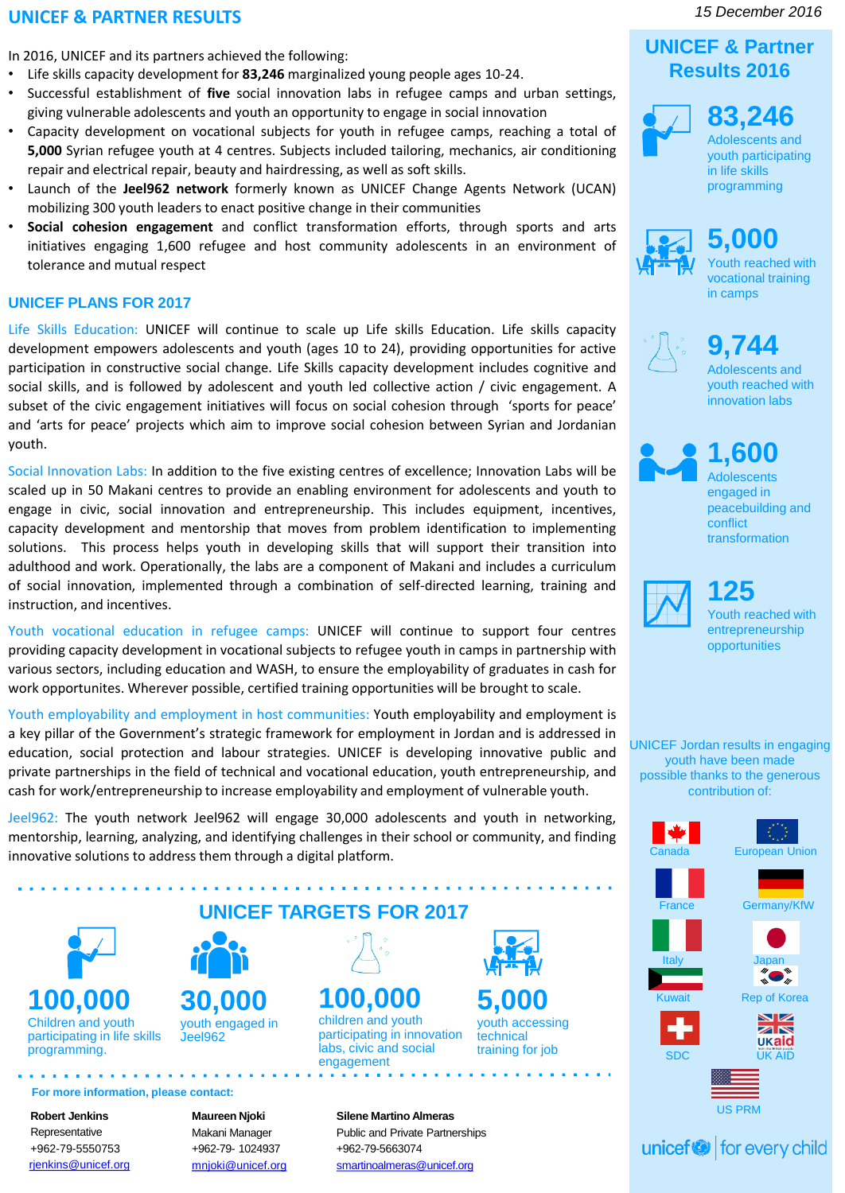## UNICEF & PARTNER RESULTS

15 December 2016

In 2016, UNICEF and its partners achieved the following:

- Life skills capacity development for **83,246** marginalized young people ages 10-24.
- Successful establishment of **five** social innovation labs in refugee camps and urban settings, giving vulnerable adolescents and youth an opportunity to engage in social innovation
- Capacity development on vocational subjects for youth in refugee camps, reaching a total of **5,000** Syrian refugee youth at 4 centres. Subjects included tailoring, mechanics, air conditioning repair and electrical repair, beauty and hairdressing, as well as soft skills.
- Launch of the **Jeel962 network** formerly known as UNICEF Change Agents Network (UCAN) mobilizing 300 youth leaders to enact positive change in their communities
- **Social cohesion engagement** and conflict transformation efforts, through sports and arts initiatives engaging 1,600 refugee and host community adolescents in an environment of tolerance and mutual respect

## UNICEF PLANS FOR 2017

Life Skills Education: UNICEF will continue to scale up Life skills Education. Life skills capacity development empowers adolescents and youth (ages 10 to 24), providing opportunities for active participation in constructive social change. Life Skills capacity development includes cognitive and social skills, and is followed by adolescent and youth led collective action / civic engagement. A subset of the civic engagement initiatives will focus on social cohesion through 'sports for peace' and 'arts for peace' projects which aim to improve social cohesion between Syrian and Jordanian youth.

Social Innovation Labs: In addition to the five existing centres of excellence; Innovation Labs will be scaled up in 50 Makani centres to provide an enabling environment for adolescents and youth to engage in civic, social innovation and entrepreneurship. This includes equipment, incentives, capacity development and mentorship that moves from problem identification to implementing solutions. This process helps youth in developing skills that will support their transition into adulthood and work. Operationally, the labs are a component of Makani and includes a curriculum of social innovation, implemented through a combination of self-directed learning, training and instruction, and incentives.

Youth vocational education in refugee camps: UNICEF will continue to support four centres providing capacity development in vocational subjects to refugee youth in camps in partnership with various sectors, including education and WASH, to ensure the employability of graduates in cash for work opportunites. Wherever possible, certified training opportunities will be brought to scale.

Youth employability and employment in host communities: Youth employability and employment is a key pillar of the Government's strategic framework for employment in Jordan and is addressed in education, social protection and labour strategies. UNICEF is developing innovative public and private partnerships in the field of technical and vocational education, youth entrepreneurship, and cash for work/entrepreneurship to increase employability and employment of vulnerable youth.

Jeel962: The youth network Jeel962 will engage 30,000 adolescents and youth in networking, mentorship, learning, analyzing, and identifying challenges in their school or community, and finding innovative solutions to address them through a digital platform.

## UNICEF TARGETS FOR 2017

**100,000**
Children and youth participating in life skills programming.

**30,000**
youth engaged in Jeel962

**100,000**
children and youth participating in innovation labs, civic and social engagement

**5,000**
youth accessing technical training for job

**For more information, please contact:**

| | | |
|---|---|---|
| **Robert Jenkins** | **Maureen Njoki** | **Silene Martino Almeras** |
| Representative | Makani Manager | Public and Private Partnerships |
| +962-79-5550753 | +962-79- 1024937 | +962-79-5663074 |
| rjenkins@unicef.org | mnjoki@unicef.org | smartinoalmeras@unicef.org |

## UNICEF & Partner Results 2016

**83,246**
Adolescents and youth participating in life skills programming

**5,000**
Youth reached with vocational training in camps

**9,744**
Adolescents and youth reached with innovation labs

**1,600**
Adolescents engaged in peacebuilding and conflict transformation

**125**
Youth reached with entrepreneurship opportunities

UNICEF Jordan results in engaging youth have been made possible thanks to the generous contribution of:

Canada, European Union, France, Germany/KfW, Italy, Japan, Kuwait, Rep of Korea, SDC, UK AID, US PRM

unicef for every child